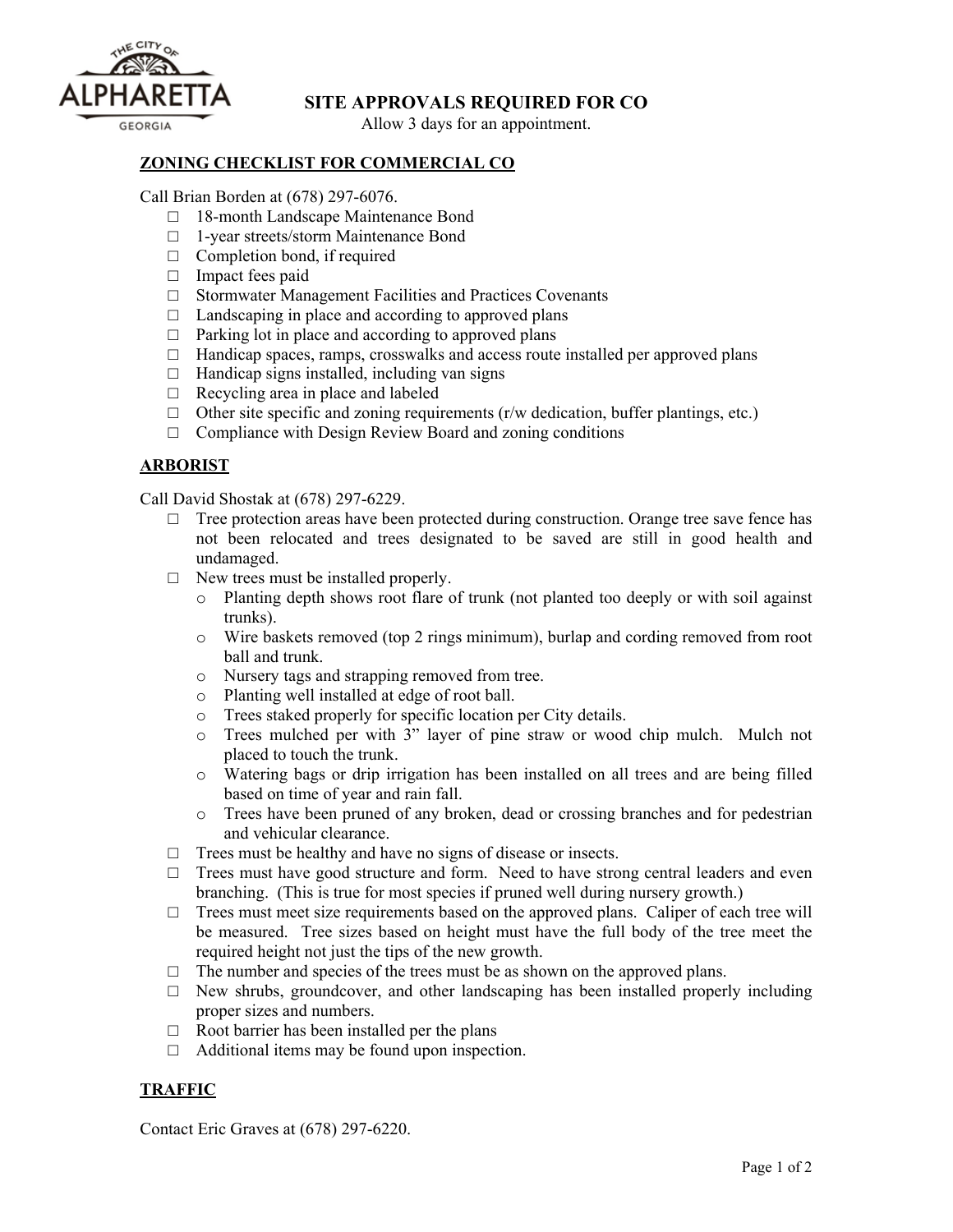# SITE APPROVALS REQUIRED FOR CO

Allow 3 days for an appointment.

## ZONING CHECKLIST FOR COMMERCIAL CO

Call Brian Borden at (678) 297-6076.

- □ 18-month Landscape Maintenance Bond
- □ 1-year streets/storm Maintenance Bond
- □ Completion bond, if required
- □ Impact fees paid
- □ Stormwater Management Facilities and Practices Covenants
- □ Landscaping in place and according to approved plans
- □ Parking lot in place and according to approved plans
- □ Handicap spaces, ramps, crosswalks and access route installed per approved plans
- □ Handicap signs installed, including van signs
- □ Recycling area in place and labeled
- □ Other site specific and zoning requirements (r/w dedication, buffer plantings, etc.)
- □ Compliance with Design Review Board and zoning conditions

## ARBORIST

Call David Shostak at (678) 297-6229.

- □ Tree protection areas have been protected during construction. Orange tree save fence has not been relocated and trees designated to be saved are still in good health and undamaged.
- □ New trees must be installed properly.
  - o Planting depth shows root flare of trunk (not planted too deeply or with soil against trunks).
  - o Wire baskets removed (top 2 rings minimum), burlap and cording removed from root ball and trunk.
  - o Nursery tags and strapping removed from tree.
  - o Planting well installed at edge of root ball.
  - o Trees staked properly for specific location per City details.
  - o Trees mulched per with 3" layer of pine straw or wood chip mulch. Mulch not placed to touch the trunk.
  - o Watering bags or drip irrigation has been installed on all trees and are being filled based on time of year and rain fall.
  - o Trees have been pruned of any broken, dead or crossing branches and for pedestrian and vehicular clearance.
- □ Trees must be healthy and have no signs of disease or insects.
- □ Trees must have good structure and form. Need to have strong central leaders and even branching. (This is true for most species if pruned well during nursery growth.)
- □ Trees must meet size requirements based on the approved plans. Caliper of each tree will be measured. Tree sizes based on height must have the full body of the tree meet the required height not just the tips of the new growth.
- □ The number and species of the trees must be as shown on the approved plans.
- □ New shrubs, groundcover, and other landscaping has been installed properly including proper sizes and numbers.
- □ Root barrier has been installed per the plans
- □ Additional items may be found upon inspection.

## TRAFFIC

Contact Eric Graves at (678) 297-6220.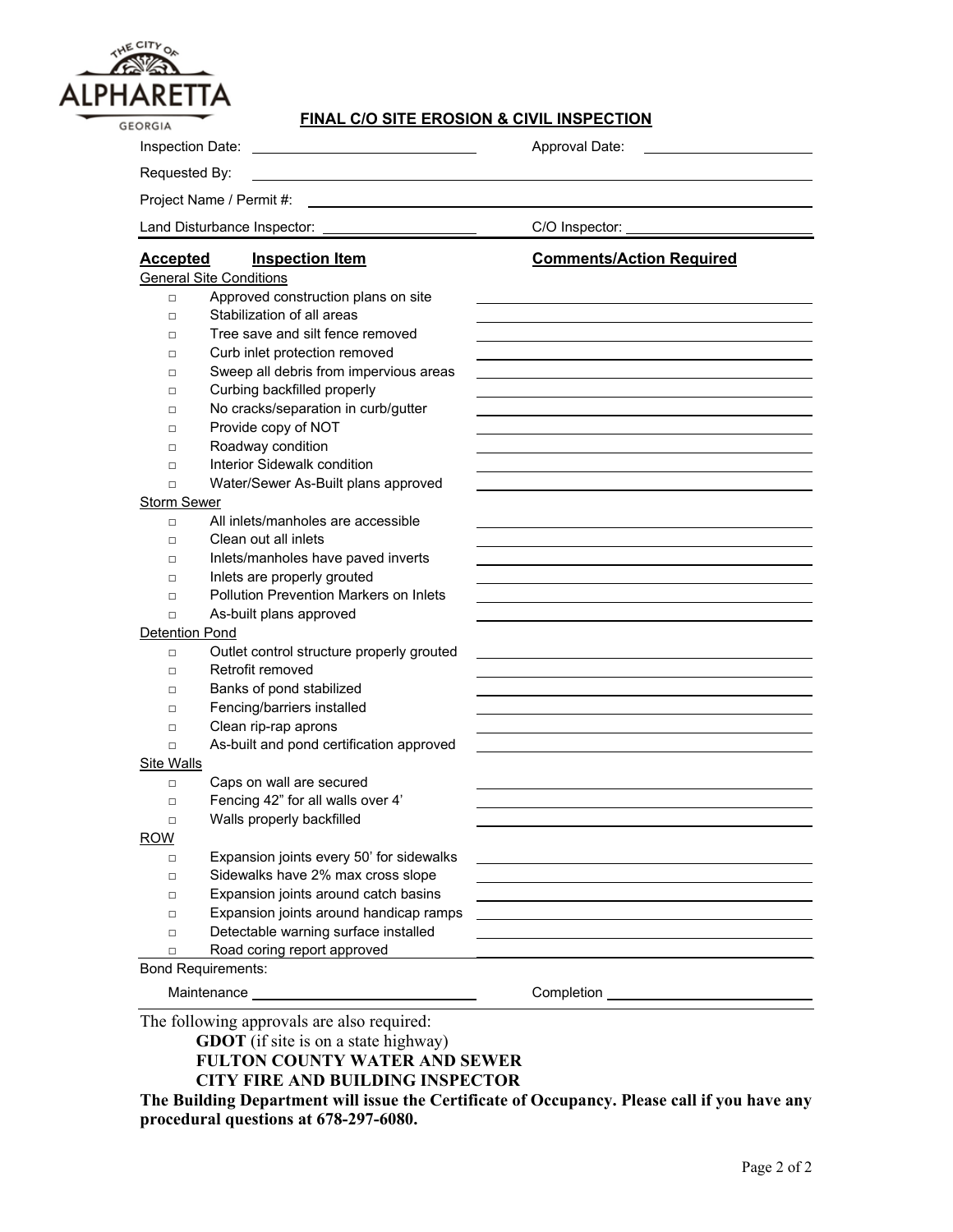THE CITY OF ALPHARETTA GEORGIA

## FINAL C/O SITE EROSION & CIVIL INSPECTION

Inspection Date: ______________________ Approval Date: ______________________

Requested By: ______________________

Project Name / Permit #: ______________________

Land Disturbance Inspector: ______________________ C/O Inspector: ______________________

| Accepted | Inspection Item | Comments/Action Required |
|---|---|---|
| **General Site Conditions** | | |
| □ | Approved construction plans on site | |
| □ | Stabilization of all areas | |
| □ | Tree save and silt fence removed | |
| □ | Curb inlet protection removed | |
| □ | Sweep all debris from impervious areas | |
| □ | Curbing backfilled properly | |
| □ | No cracks/separation in curb/gutter | |
| □ | Provide copy of NOT | |
| □ | Roadway condition | |
| □ | Interior Sidewalk condition | |
| □ | Water/Sewer As-Built plans approved | |
| **Storm Sewer** | | |
| □ | All inlets/manholes are accessible | |
| □ | Clean out all inlets | |
| □ | Inlets/manholes have paved inverts | |
| □ | Inlets are properly grouted | |
| □ | Pollution Prevention Markers on Inlets | |
| □ | As-built plans approved | |
| **Detention Pond** | | |
| □ | Outlet control structure properly grouted | |
| □ | Retrofit removed | |
| □ | Banks of pond stabilized | |
| □ | Fencing/barriers installed | |
| □ | Clean rip-rap aprons | |
| □ | As-built and pond certification approved | |
| **Site Walls** | | |
| □ | Caps on wall are secured | |
| □ | Fencing 42" for all walls over 4' | |
| □ | Walls properly backfilled | |
| **ROW** | | |
| □ | Expansion joints every 50' for sidewalks | |
| □ | Sidewalks have 2% max cross slope | |
| □ | Expansion joints around catch basins | |
| □ | Expansion joints around handicap ramps | |
| □ | Detectable warning surface installed | |
| □ | Road coring report approved | |

Bond Requirements:

Maintenance ______________________ Completion ______________________

The following approvals are also required:

**GDOT** (if site is on a state highway)

**FULTON COUNTY WATER AND SEWER**

**CITY FIRE AND BUILDING INSPECTOR**

**The Building Department will issue the Certificate of Occupancy. Please call if you have any procedural questions at 678-297-6080.**